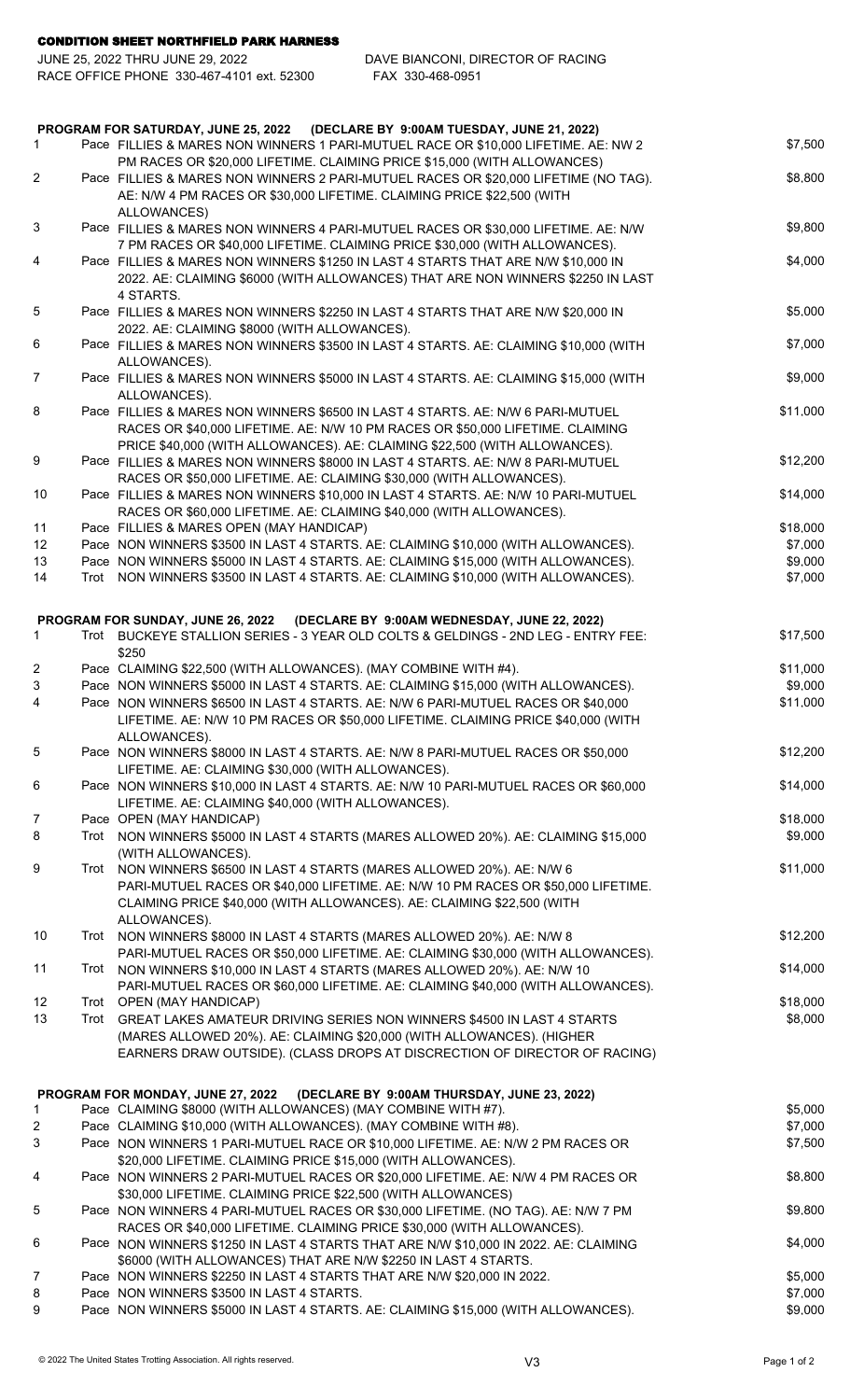# CONDITION SHEET NORTHFIELD PARK HARNESS

JUNE 25, 2022 THRU JUNE 29, 2022 — DAVE BIANCONI, DIRECTOR OF RACING
RACE OFFICE PHONE 330-467-4101 ext. 52300 — FAX 330-468-0951

## PROGRAM FOR SATURDAY, JUNE 25, 2022 (DECLARE BY 9:00AM TUESDAY, JUNE 21, 2022)

| # | Gait | Conditions | Purse |
|---|---|---|---|
| 1 | Pace | FILLIES & MARES NON WINNERS 1 PARI-MUTUEL RACE OR $10,000 LIFETIME. AE: NW 2 PM RACES OR $20,000 LIFETIME. CLAIMING PRICE $15,000 (WITH ALLOWANCES) | $7,500 |
| 2 | Pace | FILLIES & MARES NON WINNERS 2 PARI-MUTUEL RACES OR $20,000 LIFETIME (NO TAG). AE: N/W 4 PM RACES OR $30,000 LIFETIME. CLAIMING PRICE $22,500 (WITH ALLOWANCES) | $8,800 |
| 3 | Pace | FILLIES & MARES NON WINNERS 4 PARI-MUTUEL RACES OR $30,000 LIFETIME. AE: N/W 7 PM RACES OR $40,000 LIFETIME. CLAIMING PRICE $30,000 (WITH ALLOWANCES). | $9,800 |
| 4 | Pace | FILLIES & MARES NON WINNERS $1250 IN LAST 4 STARTS THAT ARE N/W $10,000 IN 2022. AE: CLAIMING $6000 (WITH ALLOWANCES) THAT ARE NON WINNERS $2250 IN LAST 4 STARTS. | $4,000 |
| 5 | Pace | FILLIES & MARES NON WINNERS $2250 IN LAST 4 STARTS THAT ARE N/W $20,000 IN 2022. AE: CLAIMING $8000 (WITH ALLOWANCES). | $5,000 |
| 6 | Pace | FILLIES & MARES NON WINNERS $3500 IN LAST 4 STARTS. AE: CLAIMING $10,000 (WITH ALLOWANCES). | $7,000 |
| 7 | Pace | FILLIES & MARES NON WINNERS $5000 IN LAST 4 STARTS. AE: CLAIMING $15,000 (WITH ALLOWANCES). | $9,000 |
| 8 | Pace | FILLIES & MARES NON WINNERS $6500 IN LAST 4 STARTS. AE: N/W 6 PARI-MUTUEL RACES OR $40,000 LIFETIME. AE: N/W 10 PM RACES OR $50,000 LIFETIME. CLAIMING PRICE $40,000 (WITH ALLOWANCES). AE: CLAIMING $22,500 (WITH ALLOWANCES). | $11,000 |
| 9 | Pace | FILLIES & MARES NON WINNERS $8000 IN LAST 4 STARTS. AE: N/W 8 PARI-MUTUEL RACES OR $50,000 LIFETIME. AE: CLAIMING $30,000 (WITH ALLOWANCES). | $12,200 |
| 10 | Pace | FILLIES & MARES NON WINNERS $10,000 IN LAST 4 STARTS. AE: N/W 10 PARI-MUTUEL RACES OR $60,000 LIFETIME. AE: CLAIMING $40,000 (WITH ALLOWANCES). | $14,000 |
| 11 | Pace | FILLIES & MARES OPEN (MAY HANDICAP) | $18,000 |
| 12 | Pace | NON WINNERS $3500 IN LAST 4 STARTS. AE: CLAIMING $10,000 (WITH ALLOWANCES). | $7,000 |
| 13 | Pace | NON WINNERS $5000 IN LAST 4 STARTS. AE: CLAIMING $15,000 (WITH ALLOWANCES). | $9,000 |
| 14 | Trot | NON WINNERS $3500 IN LAST 4 STARTS. AE: CLAIMING $10,000 (WITH ALLOWANCES). | $7,000 |

## PROGRAM FOR SUNDAY, JUNE 26, 2022 (DECLARE BY 9:00AM WEDNESDAY, JUNE 22, 2022)

| # | Gait | Conditions | Purse |
|---|---|---|---|
| 1 | Trot | BUCKEYE STALLION SERIES - 3 YEAR OLD COLTS & GELDINGS - 2ND LEG - ENTRY FEE: $250 | $17,500 |
| 2 | Pace | CLAIMING $22,500 (WITH ALLOWANCES). (MAY COMBINE WITH #4). | $11,000 |
| 3 | Pace | NON WINNERS $5000 IN LAST 4 STARTS. AE: CLAIMING $15,000 (WITH ALLOWANCES). | $9,000 |
| 4 | Pace | NON WINNERS $6500 IN LAST 4 STARTS. AE: N/W 6 PARI-MUTUEL RACES OR $40,000 LIFETIME. AE: N/W 10 PM RACES OR $50,000 LIFETIME. CLAIMING PRICE $40,000 (WITH ALLOWANCES). | $11,000 |
| 5 | Pace | NON WINNERS $8000 IN LAST 4 STARTS. AE: N/W 8 PARI-MUTUEL RACES OR $50,000 LIFETIME. AE: CLAIMING $30,000 (WITH ALLOWANCES). | $12,200 |
| 6 | Pace | NON WINNERS $10,000 IN LAST 4 STARTS. AE: N/W 10 PARI-MUTUEL RACES OR $60,000 LIFETIME. AE: CLAIMING $40,000 (WITH ALLOWANCES). | $14,000 |
| 7 | Pace | OPEN (MAY HANDICAP) | $18,000 |
| 8 | Trot | NON WINNERS $5000 IN LAST 4 STARTS (MARES ALLOWED 20%). AE: CLAIMING $15,000 (WITH ALLOWANCES). | $9,000 |
| 9 | Trot | NON WINNERS $6500 IN LAST 4 STARTS (MARES ALLOWED 20%). AE: N/W 6 PARI-MUTUEL RACES OR $40,000 LIFETIME. AE: N/W 10 PM RACES OR $50,000 LIFETIME. CLAIMING PRICE $40,000 (WITH ALLOWANCES). AE: CLAIMING $22,500 (WITH ALLOWANCES). | $11,000 |
| 10 | Trot | NON WINNERS $8000 IN LAST 4 STARTS (MARES ALLOWED 20%). AE: N/W 8 PARI-MUTUEL RACES OR $50,000 LIFETIME. AE: CLAIMING $30,000 (WITH ALLOWANCES). | $12,200 |
| 11 | Trot | NON WINNERS $10,000 IN LAST 4 STARTS (MARES ALLOWED 20%). AE: N/W 10 PARI-MUTUEL RACES OR $60,000 LIFETIME. AE: CLAIMING $40,000 (WITH ALLOWANCES). | $14,000 |
| 12 | Trot | OPEN (MAY HANDICAP) | $18,000 |
| 13 | Trot | GREAT LAKES AMATEUR DRIVING SERIES NON WINNERS $4500 IN LAST 4 STARTS (MARES ALLOWED 20%). AE: CLAIMING $20,000 (WITH ALLOWANCES). (HIGHER EARNERS DRAW OUTSIDE). (CLASS DROPS AT DISCRECTION OF DIRECTOR OF RACING) | $8,000 |

## PROGRAM FOR MONDAY, JUNE 27, 2022 (DECLARE BY 9:00AM THURSDAY, JUNE 23, 2022)

| # | Gait | Conditions | Purse |
|---|---|---|---|
| 1 | Pace | CLAIMING $8000 (WITH ALLOWANCES) (MAY COMBINE WITH #7). | $5,000 |
| 2 | Pace | CLAIMING $10,000 (WITH ALLOWANCES). (MAY COMBINE WITH #8). | $7,000 |
| 3 | Pace | NON WINNERS 1 PARI-MUTUEL RACE OR $10,000 LIFETIME. AE: N/W 2 PM RACES OR $20,000 LIFETIME. CLAIMING PRICE $15,000 (WITH ALLOWANCES). | $7,500 |
| 4 | Pace | NON WINNERS 2 PARI-MUTUEL RACES OR $20,000 LIFETIME. AE: N/W 4 PM RACES OR $30,000 LIFETIME. CLAIMING PRICE $22,500 (WITH ALLOWANCES) | $8,800 |
| 5 | Pace | NON WINNERS 4 PARI-MUTUEL RACES OR $30,000 LIFETIME. (NO TAG). AE: N/W 7 PM RACES OR $40,000 LIFETIME. CLAIMING PRICE $30,000 (WITH ALLOWANCES). | $9,800 |
| 6 | Pace | NON WINNERS $1250 IN LAST 4 STARTS THAT ARE N/W $10,000 IN 2022. AE: CLAIMING $6000 (WITH ALLOWANCES) THAT ARE N/W $2250 IN LAST 4 STARTS. | $4,000 |
| 7 | Pace | NON WINNERS $2250 IN LAST 4 STARTS THAT ARE N/W $20,000 IN 2022. | $5,000 |
| 8 | Pace | NON WINNERS $3500 IN LAST 4 STARTS. | $7,000 |
| 9 | Pace | NON WINNERS $5000 IN LAST 4 STARTS. AE: CLAIMING $15,000 (WITH ALLOWANCES). | $9,000 |

© 2022 The United States Trotting Association. All rights reserved. V3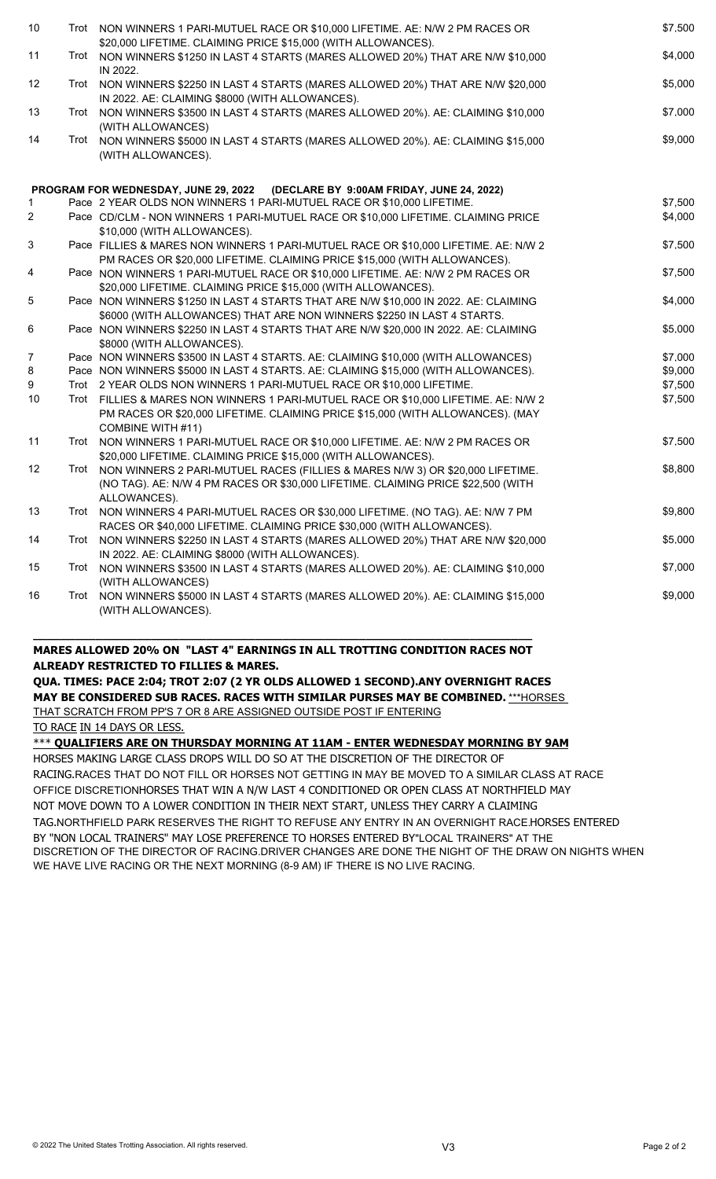| | | | |
|---|---|---|---|
| 10 | Trot | NON WINNERS 1 PARI-MUTUEL RACE OR $10,000 LIFETIME. AE: N/W 2 PM RACES OR $20,000 LIFETIME. CLAIMING PRICE $15,000 (WITH ALLOWANCES). | $7,500 |
| 11 | Trot | NON WINNERS $1250 IN LAST 4 STARTS (MARES ALLOWED 20%) THAT ARE N/W $10,000 IN 2022. | $4,000 |
| 12 | Trot | NON WINNERS $2250 IN LAST 4 STARTS (MARES ALLOWED 20%) THAT ARE N/W $20,000 IN 2022. AE: CLAIMING $8000 (WITH ALLOWANCES). | $5,000 |
| 13 | Trot | NON WINNERS $3500 IN LAST 4 STARTS (MARES ALLOWED 20%). AE: CLAIMING $10,000 (WITH ALLOWANCES) | $7,000 |
| 14 | Trot | NON WINNERS $5000 IN LAST 4 STARTS (MARES ALLOWED 20%). AE: CLAIMING $15,000 (WITH ALLOWANCES). | $9,000 |

**PROGRAM FOR WEDNESDAY, JUNE 29, 2022 (DECLARE BY 9:00AM FRIDAY, JUNE 24, 2022)**

| | | | |
|---|---|---|---|
| 1 | Pace | 2 YEAR OLDS NON WINNERS 1 PARI-MUTUEL RACE OR $10,000 LIFETIME. | $7,500 |
| 2 | Pace | CD/CLM - NON WINNERS 1 PARI-MUTUEL RACE OR $10,000 LIFETIME. CLAIMING PRICE $10,000 (WITH ALLOWANCES). | $4,000 |
| 3 | Pace | FILLIES & MARES NON WINNERS 1 PARI-MUTUEL RACE OR $10,000 LIFETIME. AE: N/W 2 PM RACES OR $20,000 LIFETIME. CLAIMING PRICE $15,000 (WITH ALLOWANCES). | $7,500 |
| 4 | Pace | NON WINNERS 1 PARI-MUTUEL RACE OR $10,000 LIFETIME. AE: N/W 2 PM RACES OR $20,000 LIFETIME. CLAIMING PRICE $15,000 (WITH ALLOWANCES). | $7,500 |
| 5 | Pace | NON WINNERS $1250 IN LAST 4 STARTS THAT ARE N/W $10,000 IN 2022. AE: CLAIMING $6000 (WITH ALLOWANCES) THAT ARE NON WINNERS $2250 IN LAST 4 STARTS. | $4,000 |
| 6 | Pace | NON WINNERS $2250 IN LAST 4 STARTS THAT ARE N/W $20,000 IN 2022. AE: CLAIMING $8000 (WITH ALLOWANCES). | $5,000 |
| 7 | Pace | NON WINNERS $3500 IN LAST 4 STARTS. AE: CLAIMING $10,000 (WITH ALLOWANCES) | $7,000 |
| 8 | Pace | NON WINNERS $5000 IN LAST 4 STARTS. AE: CLAIMING $15,000 (WITH ALLOWANCES). | $9,000 |
| 9 | Trot | 2 YEAR OLDS NON WINNERS 1 PARI-MUTUEL RACE OR $10,000 LIFETIME. | $7,500 |
| 10 | Trot | FILLIES & MARES NON WINNERS 1 PARI-MUTUEL RACE OR $10,000 LIFETIME. AE: N/W 2 PM RACES OR $20,000 LIFETIME. CLAIMING PRICE $15,000 (WITH ALLOWANCES). (MAY COMBINE WITH #11) | $7,500 |
| 11 | Trot | NON WINNERS 1 PARI-MUTUEL RACE OR $10,000 LIFETIME. AE: N/W 2 PM RACES OR $20,000 LIFETIME. CLAIMING PRICE $15,000 (WITH ALLOWANCES). | $7,500 |
| 12 | Trot | NON WINNERS 2 PARI-MUTUEL RACES (FILLIES & MARES N/W 3) OR $20,000 LIFETIME. (NO TAG). AE: N/W 4 PM RACES OR $30,000 LIFETIME. CLAIMING PRICE $22,500 (WITH ALLOWANCES). | $8,800 |
| 13 | Trot | NON WINNERS 4 PARI-MUTUEL RACES OR $30,000 LIFETIME. (NO TAG). AE: N/W 7 PM RACES OR $40,000 LIFETIME. CLAIMING PRICE $30,000 (WITH ALLOWANCES). | $9,800 |
| 14 | Trot | NON WINNERS $2250 IN LAST 4 STARTS (MARES ALLOWED 20%) THAT ARE N/W $20,000 IN 2022. AE: CLAIMING $8000 (WITH ALLOWANCES). | $5,000 |
| 15 | Trot | NON WINNERS $3500 IN LAST 4 STARTS (MARES ALLOWED 20%). AE: CLAIMING $10,000 (WITH ALLOWANCES) | $7,000 |
| 16 | Trot | NON WINNERS $5000 IN LAST 4 STARTS (MARES ALLOWED 20%). AE: CLAIMING $15,000 (WITH ALLOWANCES). | $9,000 |

---

**MARES ALLOWED 20% ON "LAST 4" EARNINGS IN ALL TROTTING CONDITION RACES NOT ALREADY RESTRICTED TO FILLIES & MARES.**

**QUA. TIMES: PACE 2:04; TROT 2:07 (2 YR OLDS ALLOWED 1 SECOND).ANY OVERNIGHT RACES MAY BE CONSIDERED SUB RACES. RACES WITH SIMILAR PURSES MAY BE COMBINED.** ***HORSES THAT SCRATCH FROM PP'S 7 OR 8 ARE ASSIGNED OUTSIDE POST IF ENTERING TO RACE IN 14 DAYS OR LESS.

*** **QUALIFIERS ARE ON THURSDAY MORNING AT 11AM - ENTER WEDNESDAY MORNING BY 9AM**

HORSES MAKING LARGE CLASS DROPS WILL DO SO AT THE DISCRETION OF THE DIRECTOR OF RACING.RACES THAT DO NOT FILL OR HORSES NOT GETTING IN MAY BE MOVED TO A SIMILAR CLASS AT RACE OFFICE DISCRETIONHORSES THAT WIN A N/W LAST 4 CONDITIONED OR OPEN CLASS AT NORTHFIELD MAY NOT MOVE DOWN TO A LOWER CONDITION IN THEIR NEXT START, UNLESS THEY CARRY A CLAIMING TAG.NORTHFIELD PARK RESERVES THE RIGHT TO REFUSE ANY ENTRY IN AN OVERNIGHT RACE.HORSES ENTERED BY "NON LOCAL TRAINERS" MAY LOSE PREFERENCE TO HORSES ENTERED BY"LOCAL TRAINERS" AT THE DISCRETION OF THE DIRECTOR OF RACING.DRIVER CHANGES ARE DONE THE NIGHT OF THE DRAW ON NIGHTS WHEN WE HAVE LIVE RACING OR THE NEXT MORNING (8-9 AM) IF THERE IS NO LIVE RACING.

© 2022 The United States Trotting Association. All rights reserved. V3